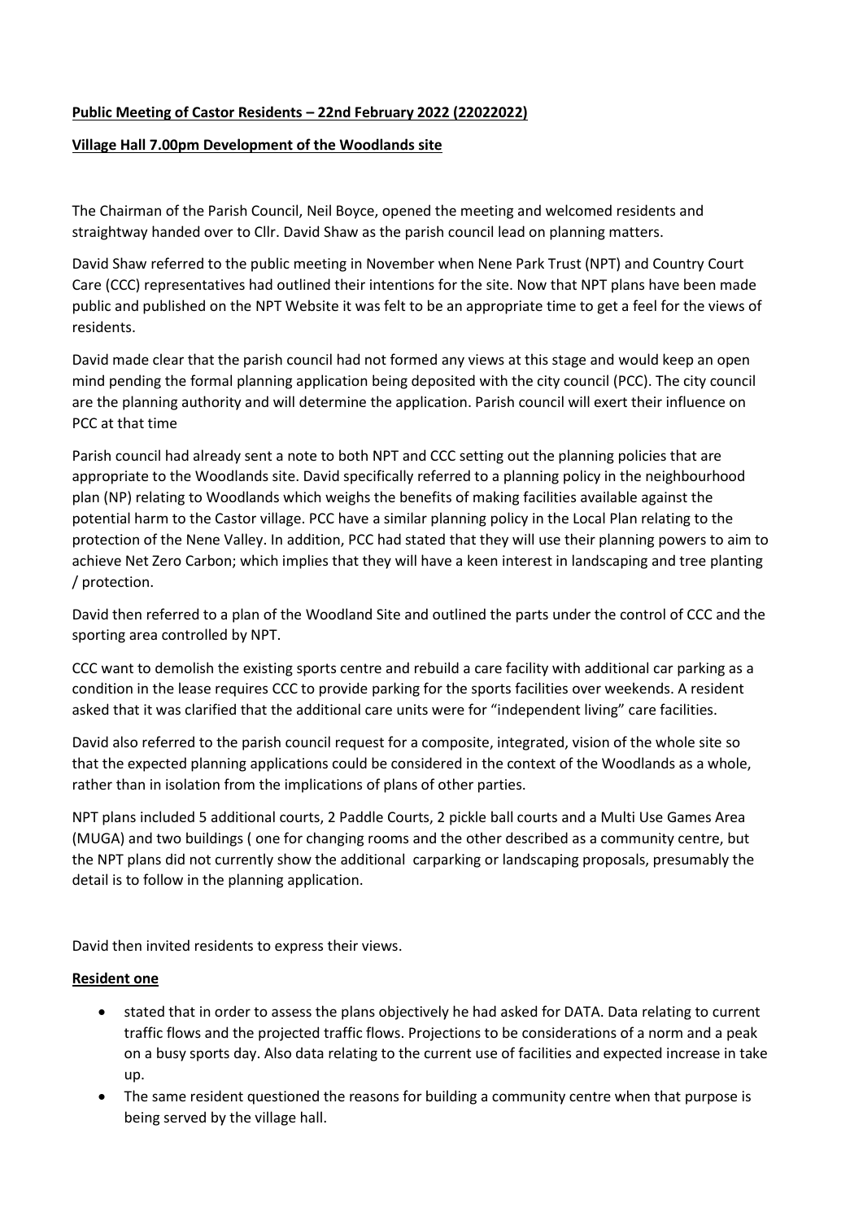**Public Meeting of Castor Residents – 22nd February 2022 (22022022)**

**Village Hall 7.00pm Development of the Woodlands site**

The Chairman of the Parish Council, Neil Boyce, opened the meeting and welcomed residents and straightway handed over to Cllr. David Shaw as the parish council lead on planning matters.

David Shaw referred to the public meeting in November when Nene Park Trust (NPT) and Country Court Care (CCC) representatives had outlined their intentions for the site. Now that NPT plans have been made public and published on the NPT Website it was felt to be an appropriate time to get a feel for the views of residents.

David made clear that the parish council had not formed any views at this stage and would keep an open mind pending the formal planning application being deposited with the city council (PCC). The city council are the planning authority and will determine the application. Parish council will exert their influence on PCC at that time

Parish council had already sent a note to both NPT and CCC setting out the planning policies that are appropriate to the Woodlands site. David specifically referred to a planning policy in the neighbourhood plan (NP) relating to Woodlands which weighs the benefits of making facilities available against the potential harm to the Castor village. PCC have a similar planning policy in the Local Plan relating to the protection of the Nene Valley. In addition, PCC had stated that they will use their planning powers to aim to achieve Net Zero Carbon; which implies that they will have a keen interest in landscaping and tree planting / protection.

David then referred to a plan of the Woodland Site and outlined the parts under the control of CCC and the sporting area controlled by NPT.

CCC want to demolish the existing sports centre and rebuild a care facility with additional car parking as a condition in the lease requires CCC to provide parking for the sports facilities over weekends. A resident asked that it was clarified that the additional care units were for "independent living" care facilities.

David also referred to the parish council request for a composite, integrated, vision of the whole site so that the expected planning applications could be considered in the context of the Woodlands as a whole, rather than in isolation from the implications of plans of other parties.

NPT plans included 5 additional courts, 2 Paddle Courts, 2 pickle ball courts and a Multi Use Games Area (MUGA) and two buildings ( one for changing rooms and the other described as a community centre, but the NPT plans did not currently show the additional carparking or landscaping proposals, presumably the detail is to follow in the planning application.

David then invited residents to express their views.

**Resident one**

- stated that in order to assess the plans objectively he had asked for DATA. Data relating to current traffic flows and the projected traffic flows. Projections to be considerations of a norm and a peak on a busy sports day. Also data relating to the current use of facilities and expected increase in take up.
- The same resident questioned the reasons for building a community centre when that purpose is being served by the village hall.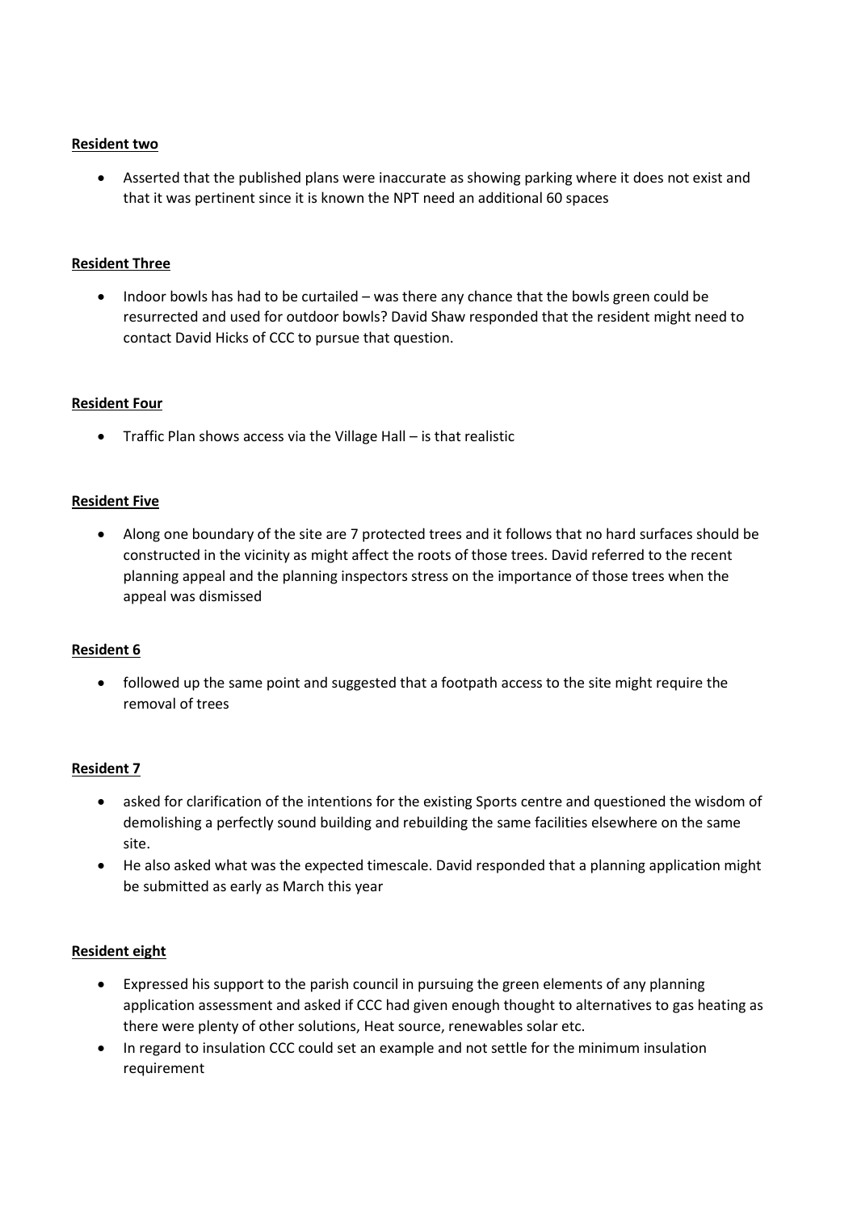**Resident two**

- Asserted that the published plans were inaccurate as showing parking where it does not exist and that it was pertinent since it is known the NPT need an additional 60 spaces

**Resident Three**

- Indoor bowls has had to be curtailed – was there any chance that the bowls green could be resurrected and used for outdoor bowls? David Shaw responded that the resident might need to contact David Hicks of CCC to pursue that question.

**Resident Four**

- Traffic Plan shows access via the Village Hall – is that realistic

**Resident Five**

- Along one boundary of the site are 7 protected trees and it follows that no hard surfaces should be constructed in the vicinity as might affect the roots of those trees. David referred to the recent planning appeal and the planning inspectors stress on the importance of those trees when the appeal was dismissed

**Resident 6**

- followed up the same point and suggested that a footpath access to the site might require the removal of trees

**Resident 7**

- asked for clarification of the intentions for the existing Sports centre and questioned the wisdom of demolishing a perfectly sound building and rebuilding the same facilities elsewhere on the same site.
- He also asked what was the expected timescale. David responded that a planning application might be submitted as early as March this year

**Resident eight**

- Expressed his support to the parish council in pursuing the green elements of any planning application assessment and asked if CCC had given enough thought to alternatives to gas heating as there were plenty of other solutions, Heat source, renewables solar etc.
- In regard to insulation CCC could set an example and not settle for the minimum insulation requirement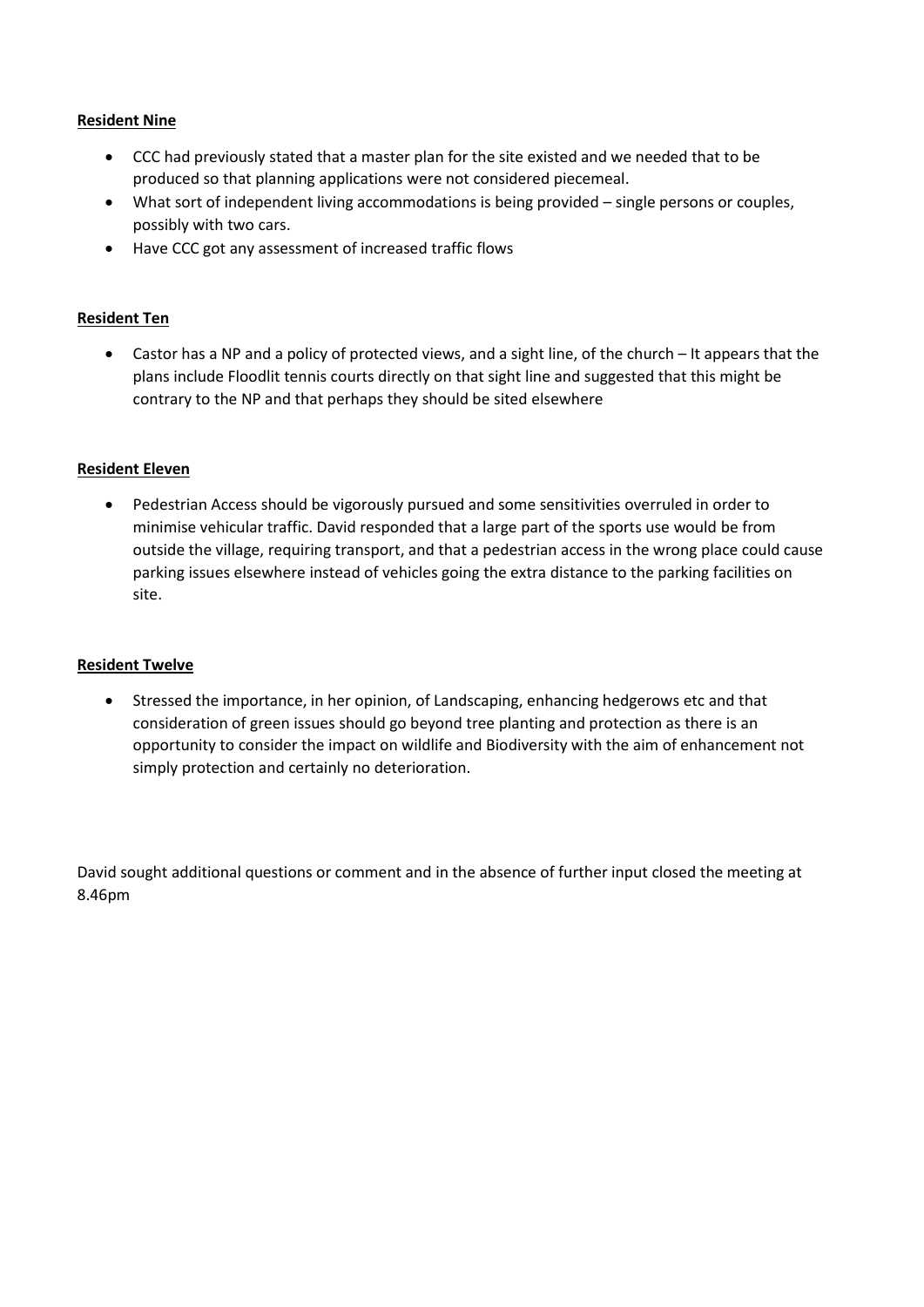**Resident Nine**

- CCC had previously stated that a master plan for the site existed and we needed that to be produced so that planning applications were not considered piecemeal.
- What sort of independent living accommodations is being provided – single persons or couples, possibly with two cars.
- Have CCC got any assessment of increased traffic flows

**Resident Ten**

- Castor has a NP and a policy of protected views, and a sight line, of the church – It appears that the plans include Floodlit tennis courts directly on that sight line and suggested that this might be contrary to the NP and that perhaps they should be sited elsewhere

**Resident Eleven**

- Pedestrian Access should be vigorously pursued and some sensitivities overruled in order to minimise vehicular traffic. David responded that a large part of the sports use would be from outside the village, requiring transport, and that a pedestrian access in the wrong place could cause parking issues elsewhere instead of vehicles going the extra distance to the parking facilities on site.

**Resident Twelve**

- Stressed the importance, in her opinion, of Landscaping, enhancing hedgerows etc and that consideration of green issues should go beyond tree planting and protection as there is an opportunity to consider the impact on wildlife and Biodiversity with the aim of enhancement not simply protection and certainly no deterioration.

David sought additional questions or comment and in the absence of further input closed the meeting at 8.46pm